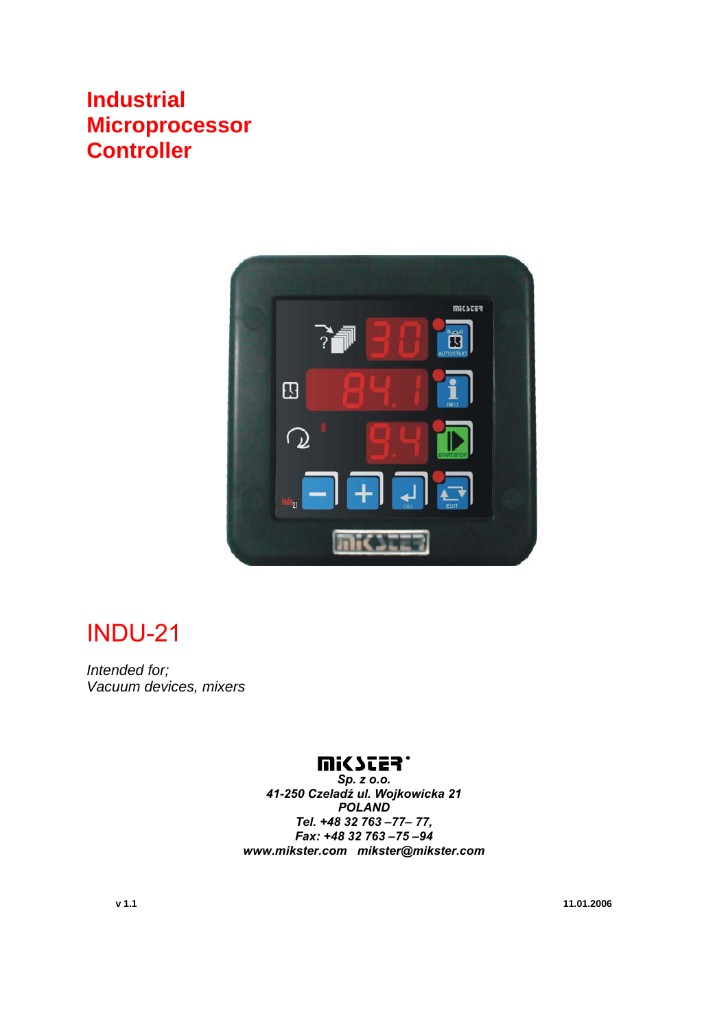# Industrial Microprocessor Controller

# INDU-21

*Intended for;*
*Vacuum devices, mixers*

**MIKSTER**
***Sp. z o.o.***
***41-250 Czeladź ul. Wojkowicka 21***
***POLAND***
***Tel. +48 32 763 –77– 77,***
***Fax: +48 32 763 –75 –94***
***www.mikster.com mikster@mikster.com***

**v 1.1** **11.01.2006**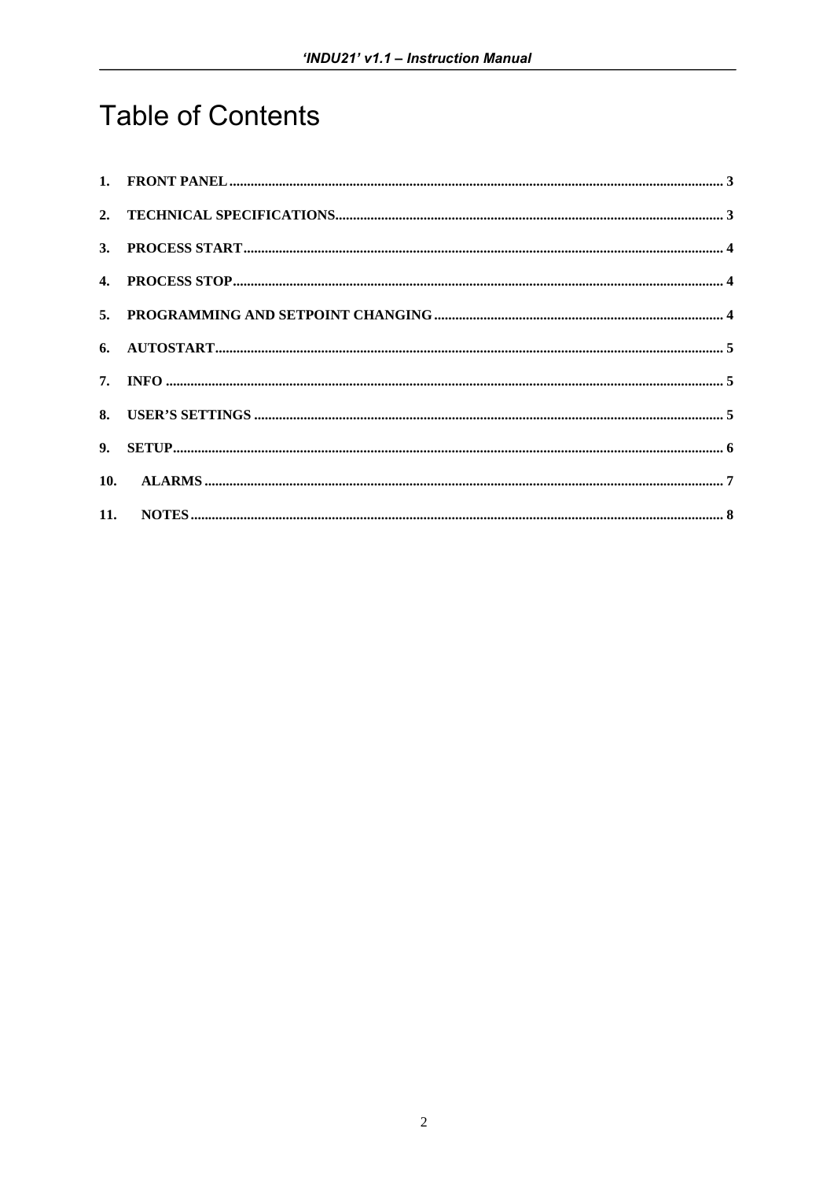# Table of Contents

1. FRONT PANEL ........................................................................ 3
2. TECHNICAL SPECIFICATIONS ........................................................................ 3
3. PROCESS START ........................................................................ 4
4. PROCESS STOP ........................................................................ 4
5. PROGRAMMING AND SETPOINT CHANGING ........................................................................ 4
6. AUTOSTART ........................................................................ 5
7. INFO ........................................................................ 5
8. USER'S SETTINGS ........................................................................ 5
9. SETUP ........................................................................ 6
10. ALARMS ........................................................................ 7
11. NOTES ........................................................................ 8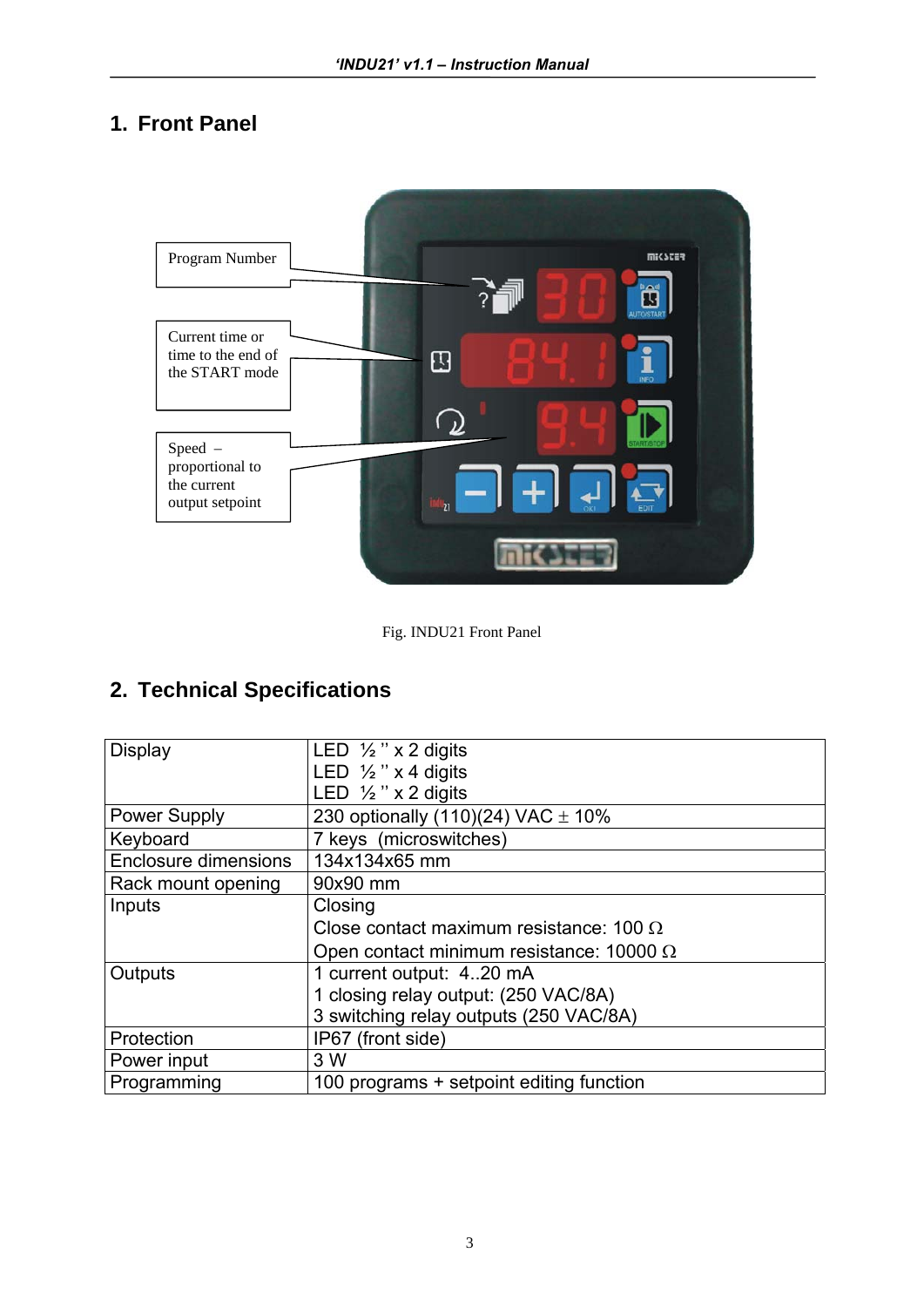## 1. Front Panel

Program Number

Current time or time to the end of the START mode

Speed – proportional to the current output setpoint

Fig. INDU21 Front Panel

## 2. Technical Specifications

| | |
|---|---|
| Display | LED ½ '' x 2 digits<br>LED ½ '' x 4 digits<br>LED ½ '' x 2 digits |
| Power Supply | 230 optionally (110)(24) VAC ± 10% |
| Keyboard | 7 keys (microswitches) |
| Enclosure dimensions | 134x134x65 mm |
| Rack mount opening | 90x90 mm |
| Inputs | Closing<br>Close contact maximum resistance: 100 Ω<br>Open contact minimum resistance: 10000 Ω |
| Outputs | 1 current output: 4..20 mA<br>1 closing relay output: (250 VAC/8A)<br>3 switching relay outputs (250 VAC/8A) |
| Protection | IP67 (front side) |
| Power input | 3 W |
| Programming | 100 programs + setpoint editing function |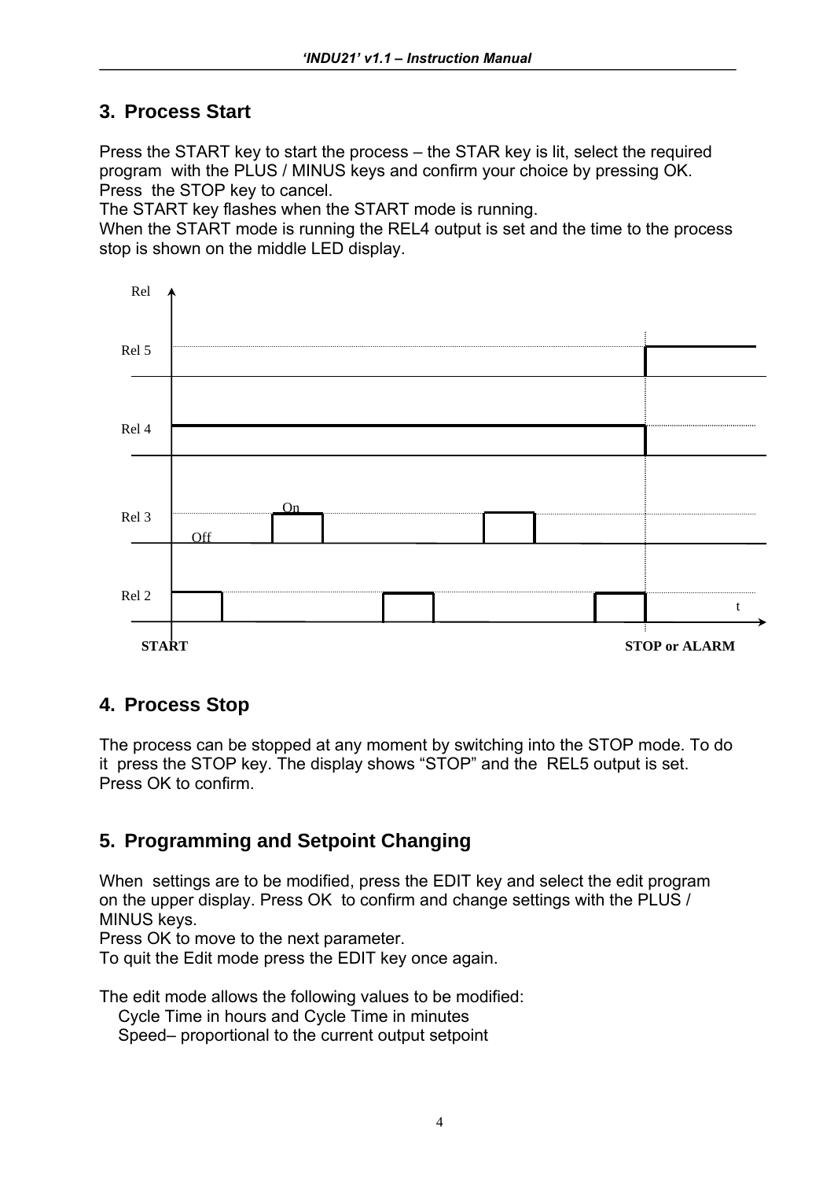## 3. Process Start

Press the START key to start the process – the STAR key is lit, select the required program with the PLUS / MINUS keys and confirm your choice by pressing OK. Press the STOP key to cancel.
The START key flashes when the START mode is running.
When the START mode is running the REL4 output is set and the time to the process stop is shown on the middle LED display.

Rel

Rel 5

Rel 4

Rel 3 Off On

Rel 2 t

START STOP or ALARM

## 4. Process Stop

The process can be stopped at any moment by switching into the STOP mode. To do it press the STOP key. The display shows "STOP" and the REL5 output is set. Press OK to confirm.

## 5. Programming and Setpoint Changing

When settings are to be modified, press the EDIT key and select the edit program on the upper display. Press OK to confirm and change settings with the PLUS / MINUS keys.
Press OK to move to the next parameter.
To quit the Edit mode press the EDIT key once again.

The edit mode allows the following values to be modified:
Cycle Time in hours and Cycle Time in minutes
Speed– proportional to the current output setpoint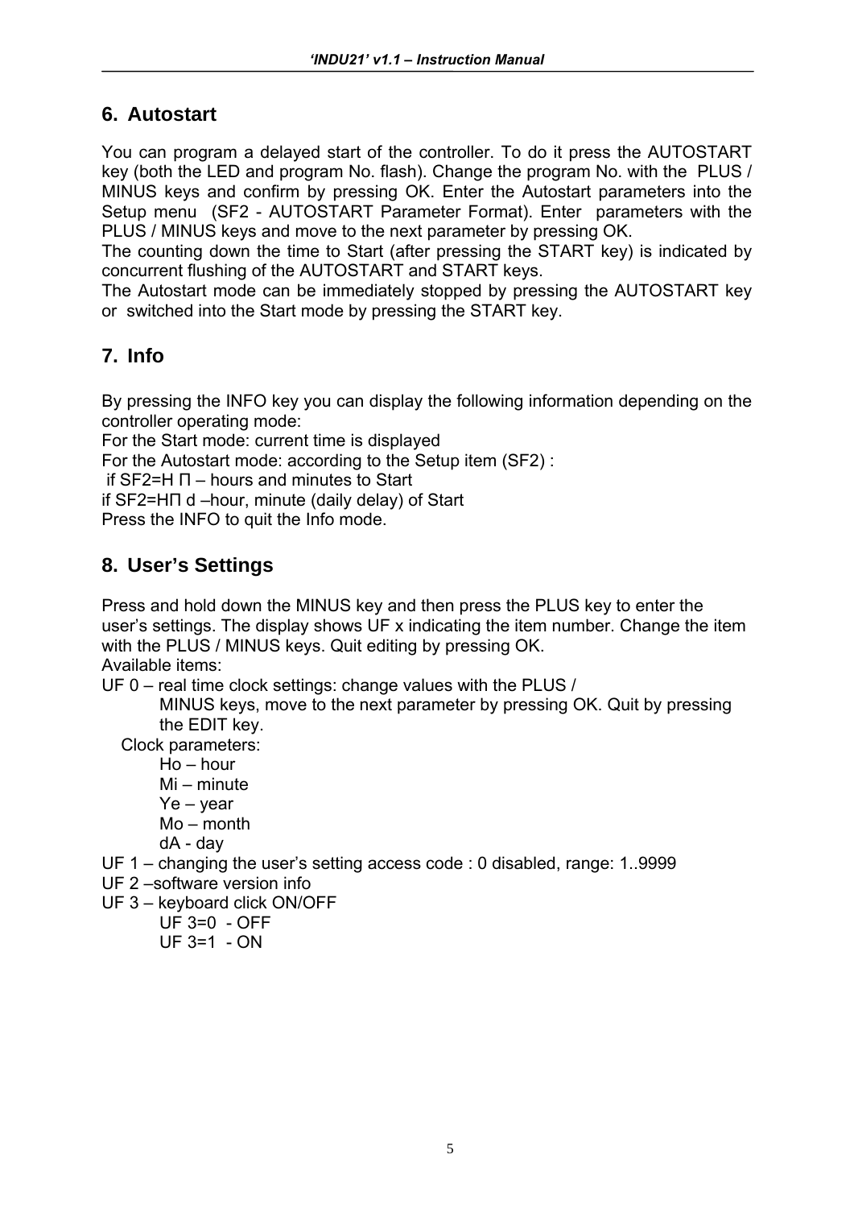## 6. Autostart

You can program a delayed start of the controller. To do it press the AUTOSTART key (both the LED and program No. flash). Change the program No. with the PLUS / MINUS keys and confirm by pressing OK. Enter the Autostart parameters into the Setup menu (SF2 - AUTOSTART Parameter Format). Enter parameters with the PLUS / MINUS keys and move to the next parameter by pressing OK.
The counting down the time to Start (after pressing the START key) is indicated by concurrent flushing of the AUTOSTART and START keys.
The Autostart mode can be immediately stopped by pressing the AUTOSTART key or switched into the Start mode by pressing the START key.

## 7. Info

By pressing the INFO key you can display the following information depending on the controller operating mode:
For the Start mode: current time is displayed
For the Autostart mode: according to the Setup item (SF2) :
if SF2=H П – hours and minutes to Start
if SF2=HП d –hour, minute (daily delay) of Start
Press the INFO to quit the Info mode.

## 8. User's Settings

Press and hold down the MINUS key and then press the PLUS key to enter the user's settings. The display shows UF x indicating the item number. Change the item with the PLUS / MINUS keys. Quit editing by pressing OK.
Available items:

UF 0 – real time clock settings: change values with the PLUS / MINUS keys, move to the next parameter by pressing OK. Quit by pressing the EDIT key.
Clock parameters:
- Ho – hour
- Mi – minute
- Ye – year
- Mo – month
- dA - day

UF 1 – changing the user's setting access code : 0 disabled, range: 1..9999
UF 2 –software version info
UF 3 – keyboard click ON/OFF
- UF 3=0 - OFF
- UF 3=1 - ON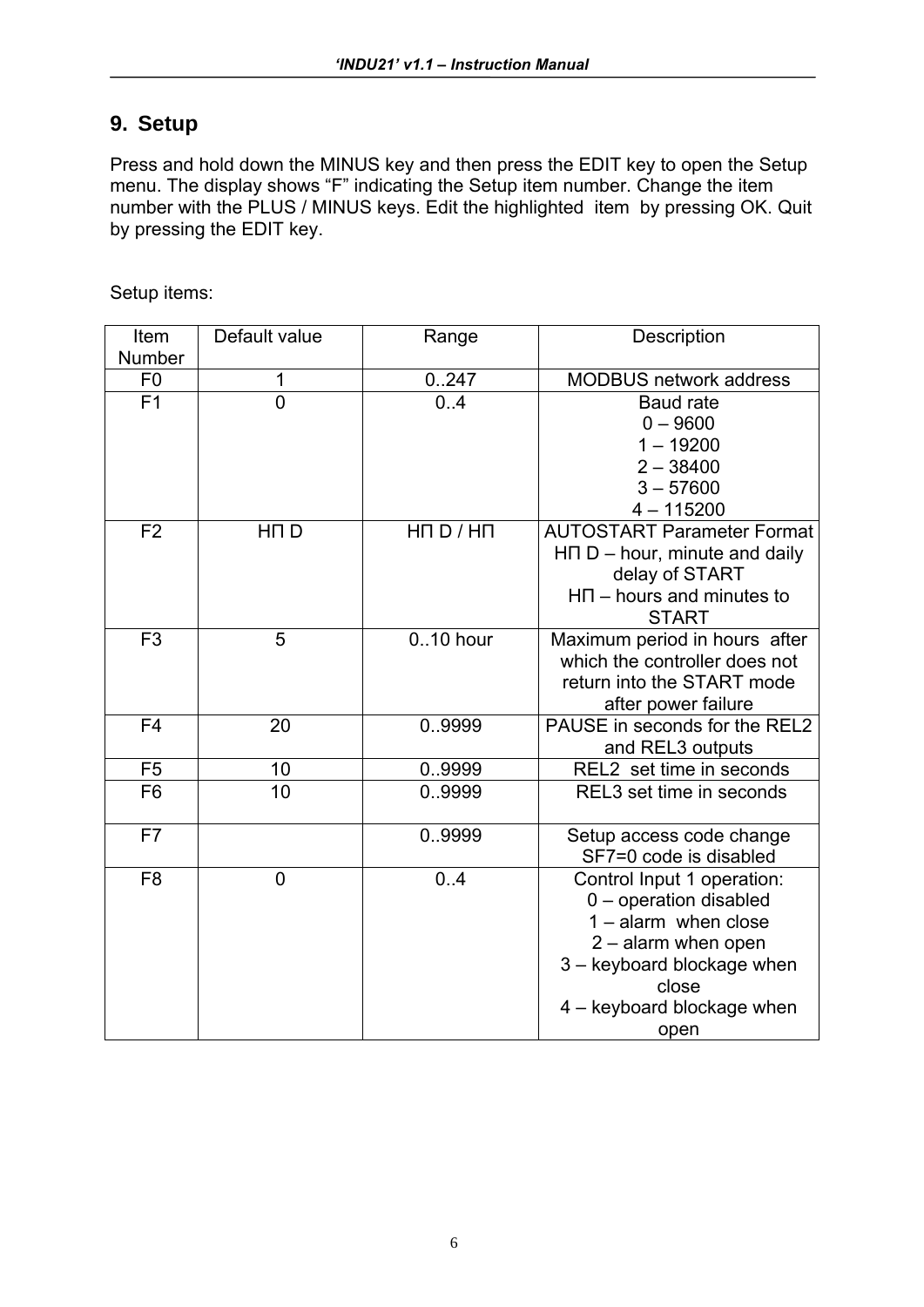## 9. Setup

Press and hold down the MINUS key and then press the EDIT key to open the Setup menu. The display shows “F” indicating the Setup item number. Change the item number with the PLUS / MINUS keys. Edit the highlighted item by pressing OK. Quit by pressing the EDIT key.

Setup items:

| Item Number | Default value | Range | Description |
|---|---|---|---|
| F0 | 1 | 0..247 | MODBUS network address |
| F1 | 0 | 0..4 | Baud rate<br>0 – 9600<br>1 – 19200<br>2 – 38400<br>3 – 57600<br>4 – 115200 |
| F2 | HП D | HП D / HП | AUTOSTART Parameter Format<br>HП D – hour, minute and daily delay of START<br>HП – hours and minutes to START |
| F3 | 5 | 0..10 hour | Maximum period in hours after which the controller does not return into the START mode after power failure |
| F4 | 20 | 0..9999 | PAUSE in seconds for the REL2 and REL3 outputs |
| F5 | 10 | 0..9999 | REL2 set time in seconds |
| F6 | 10 | 0..9999 | REL3 set time in seconds |
| F7 | | 0..9999 | Setup access code change<br>SF7=0 code is disabled |
| F8 | 0 | 0..4 | Control Input 1 operation:<br>0 – operation disabled<br>1 – alarm when close<br>2 – alarm when open<br>3 – keyboard blockage when close<br>4 – keyboard blockage when open |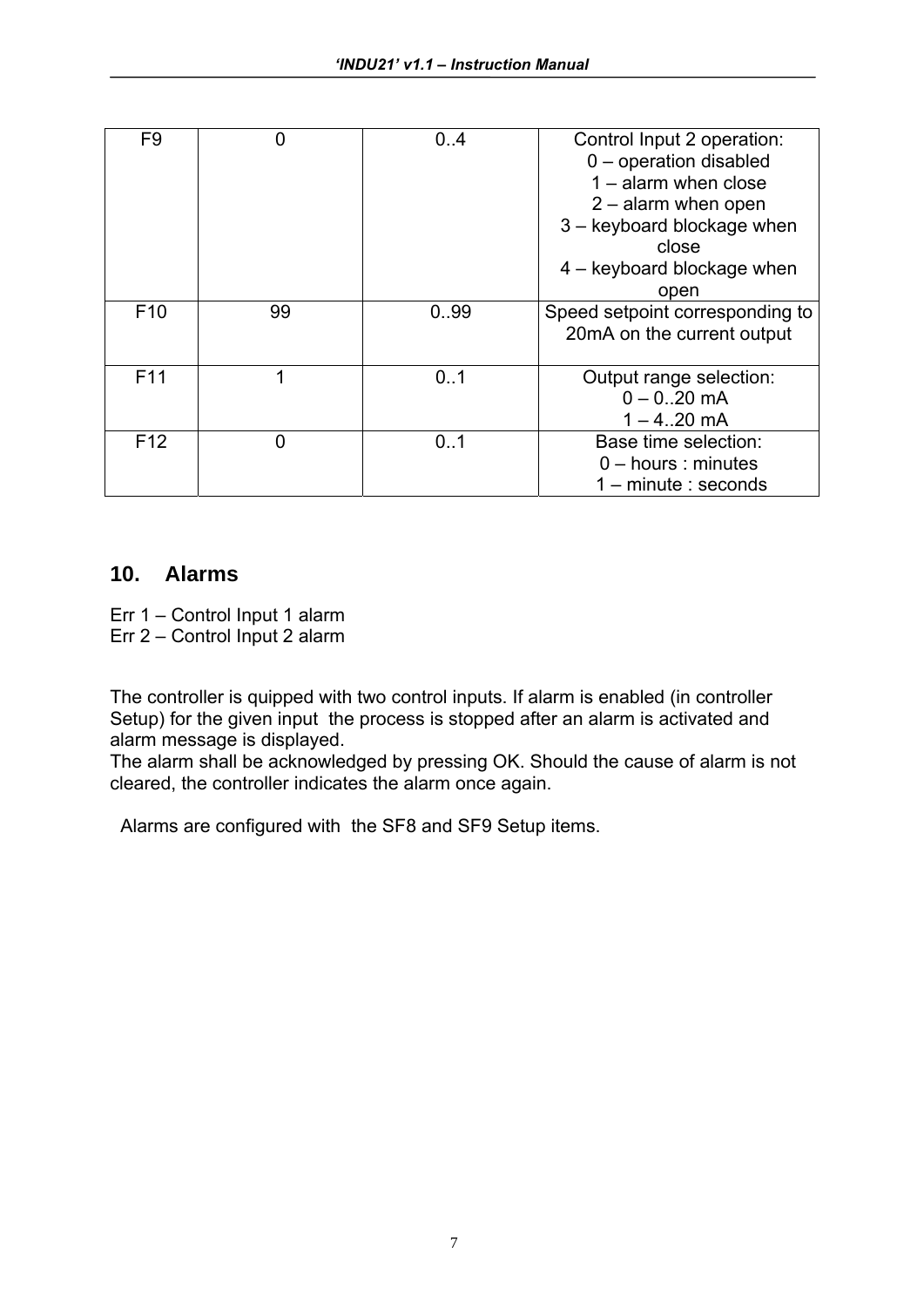| F9 | 0 | 0..4 | Control Input 2 operation:<br>0 – operation disabled<br>1 – alarm when close<br>2 – alarm when open<br>3 – keyboard blockage when close<br>4 – keyboard blockage when open |
|---|---|---|---|
| F10 | 99 | 0..99 | Speed setpoint corresponding to 20mA on the current output |
| F11 | 1 | 0..1 | Output range selection:<br>0 – 0..20 mA<br>1 – 4..20 mA |
| F12 | 0 | 0..1 | Base time selection:<br>0 – hours : minutes<br>1 – minute : seconds |

## 10. Alarms

Err 1 – Control Input 1 alarm
Err 2 – Control Input 2 alarm

The controller is quipped with two control inputs. If alarm is enabled (in controller Setup) for the given input the process is stopped after an alarm is activated and alarm message is displayed.
The alarm shall be acknowledged by pressing OK. Should the cause of alarm is not cleared, the controller indicates the alarm once again.

Alarms are configured with the SF8 and SF9 Setup items.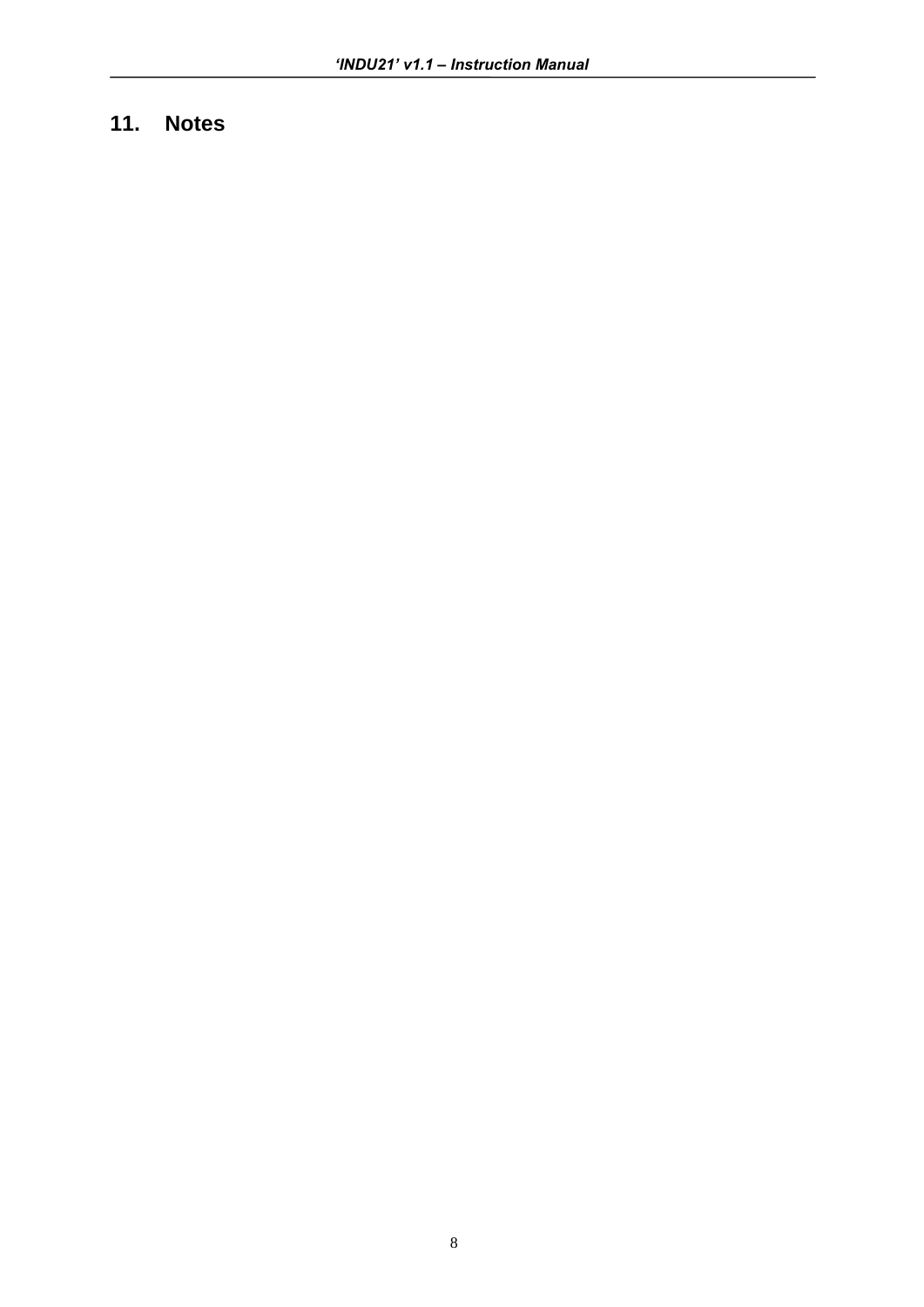## 11. Notes